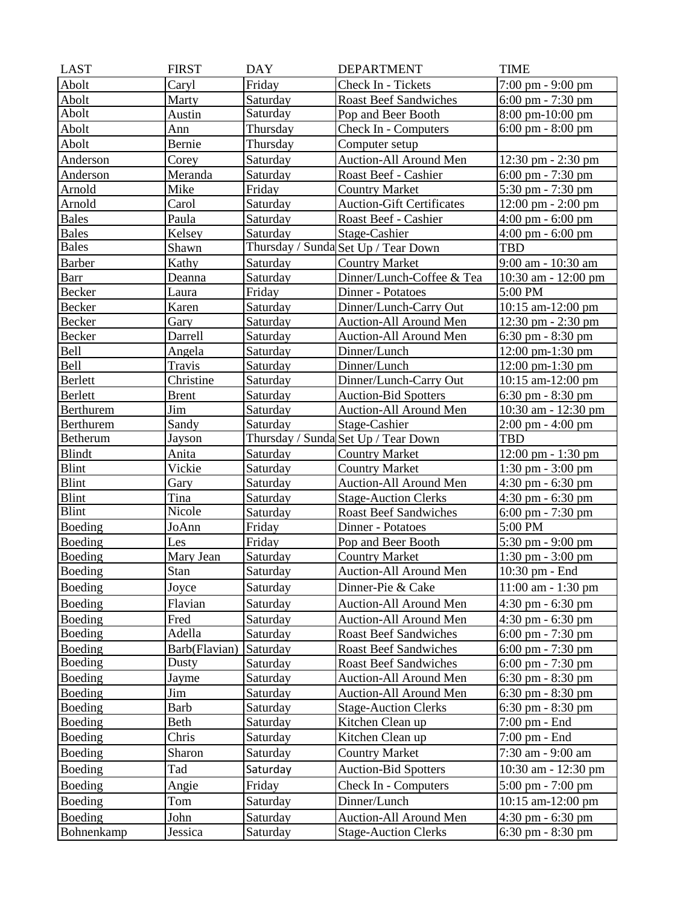| LAST | FIRST | DAY | DEPARTMENT | TIME |
|---|---|---|---|---|
| Abolt | Caryl | Friday | Check In - Tickets | 7:00 pm - 9:00 pm |
| Abolt | Marty | Saturday | Roast Beef Sandwiches | 6:00 pm - 7:30 pm |
| Abolt | Austin | Saturday | Pop and Beer Booth | 8:00 pm-10:00 pm |
| Abolt | Ann | Thursday | Check In - Computers | 6:00 pm - 8:00 pm |
| Abolt | Bernie | Thursday | Computer setup | |
| Anderson | Corey | Saturday | Auction-All Around Men | 12:30 pm - 2:30 pm |
| Anderson | Meranda | Saturday | Roast Beef - Cashier | 6:00 pm - 7:30 pm |
| Arnold | Mike | Friday | Country Market | 5:30 pm - 7:30 pm |
| Arnold | Carol | Saturday | Auction-Gift Certificates | 12:00 pm - 2:00 pm |
| Bales | Paula | Saturday | Roast Beef - Cashier | 4:00 pm - 6:00 pm |
| Bales | Kelsey | Saturday | Stage-Cashier | 4:00 pm - 6:00 pm |
| Bales | Shawn | Thursday / Sunda | Set Up / Tear Down | TBD |
| Barber | Kathy | Saturday | Country Market | 9:00 am - 10:30 am |
| Barr | Deanna | Saturday | Dinner/Lunch-Coffee & Tea | 10:30 am - 12:00 pm |
| Becker | Laura | Friday | Dinner - Potatoes | 5:00 PM |
| Becker | Karen | Saturday | Dinner/Lunch-Carry Out | 10:15 am-12:00 pm |
| Becker | Gary | Saturday | Auction-All Around Men | 12:30 pm - 2:30 pm |
| Becker | Darrell | Saturday | Auction-All Around Men | 6:30 pm - 8:30 pm |
| Bell | Angela | Saturday | Dinner/Lunch | 12:00 pm-1:30 pm |
| Bell | Travis | Saturday | Dinner/Lunch | 12:00 pm-1:30 pm |
| Berlett | Christine | Saturday | Dinner/Lunch-Carry Out | 10:15 am-12:00 pm |
| Berlett | Brent | Saturday | Auction-Bid Spotters | 6:30 pm - 8:30 pm |
| Berthurem | Jim | Saturday | Auction-All Around Men | 10:30 am - 12:30 pm |
| Berthurem | Sandy | Saturday | Stage-Cashier | 2:00 pm - 4:00 pm |
| Betherum | Jayson | Thursday / Sunda | Set Up / Tear Down | TBD |
| Blindt | Anita | Saturday | Country Market | 12:00 pm - 1:30 pm |
| Blint | Vickie | Saturday | Country Market | 1:30 pm - 3:00 pm |
| Blint | Gary | Saturday | Auction-All Around Men | 4:30 pm - 6:30 pm |
| Blint | Tina | Saturday | Stage-Auction Clerks | 4:30 pm - 6:30 pm |
| Blint | Nicole | Saturday | Roast Beef Sandwiches | 6:00 pm - 7:30 pm |
| Boeding | JoAnn | Friday | Dinner - Potatoes | 5:00 PM |
| Boeding | Les | Friday | Pop and Beer Booth | 5:30 pm - 9:00 pm |
| Boeding | Mary Jean | Saturday | Country Market | 1:30 pm - 3:00 pm |
| Boeding | Stan | Saturday | Auction-All Around Men | 10:30 pm - End |
| Boeding | Joyce | Saturday | Dinner-Pie & Cake | 11:00 am - 1:30 pm |
| Boeding | Flavian | Saturday | Auction-All Around Men | 4:30 pm - 6:30 pm |
| Boeding | Fred | Saturday | Auction-All Around Men | 4:30 pm - 6:30 pm |
| Boeding | Adella | Saturday | Roast Beef Sandwiches | 6:00 pm - 7:30 pm |
| Boeding | Barb(Flavian) | Saturday | Roast Beef Sandwiches | 6:00 pm - 7:30 pm |
| Boeding | Dusty | Saturday | Roast Beef Sandwiches | 6:00 pm - 7:30 pm |
| Boeding | Jayme | Saturday | Auction-All Around Men | 6:30 pm - 8:30 pm |
| Boeding | Jim | Saturday | Auction-All Around Men | 6:30 pm - 8:30 pm |
| Boeding | Barb | Saturday | Stage-Auction Clerks | 6:30 pm - 8:30 pm |
| Boeding | Beth | Saturday | Kitchen Clean up | 7:00 pm - End |
| Boeding | Chris | Saturday | Kitchen Clean up | 7:00 pm - End |
| Boeding | Sharon | Saturday | Country Market | 7:30 am - 9:00 am |
| Boeding | Tad | Saturday | Auction-Bid Spotters | 10:30 am - 12:30 pm |
| Boeding | Angie | Friday | Check In - Computers | 5:00 pm - 7:00 pm |
| Boeding | Tom | Saturday | Dinner/Lunch | 10:15 am-12:00 pm |
| Boeding | John | Saturday | Auction-All Around Men | 4:30 pm - 6:30 pm |
| Bohnenkamp | Jessica | Saturday | Stage-Auction Clerks | 6:30 pm - 8:30 pm |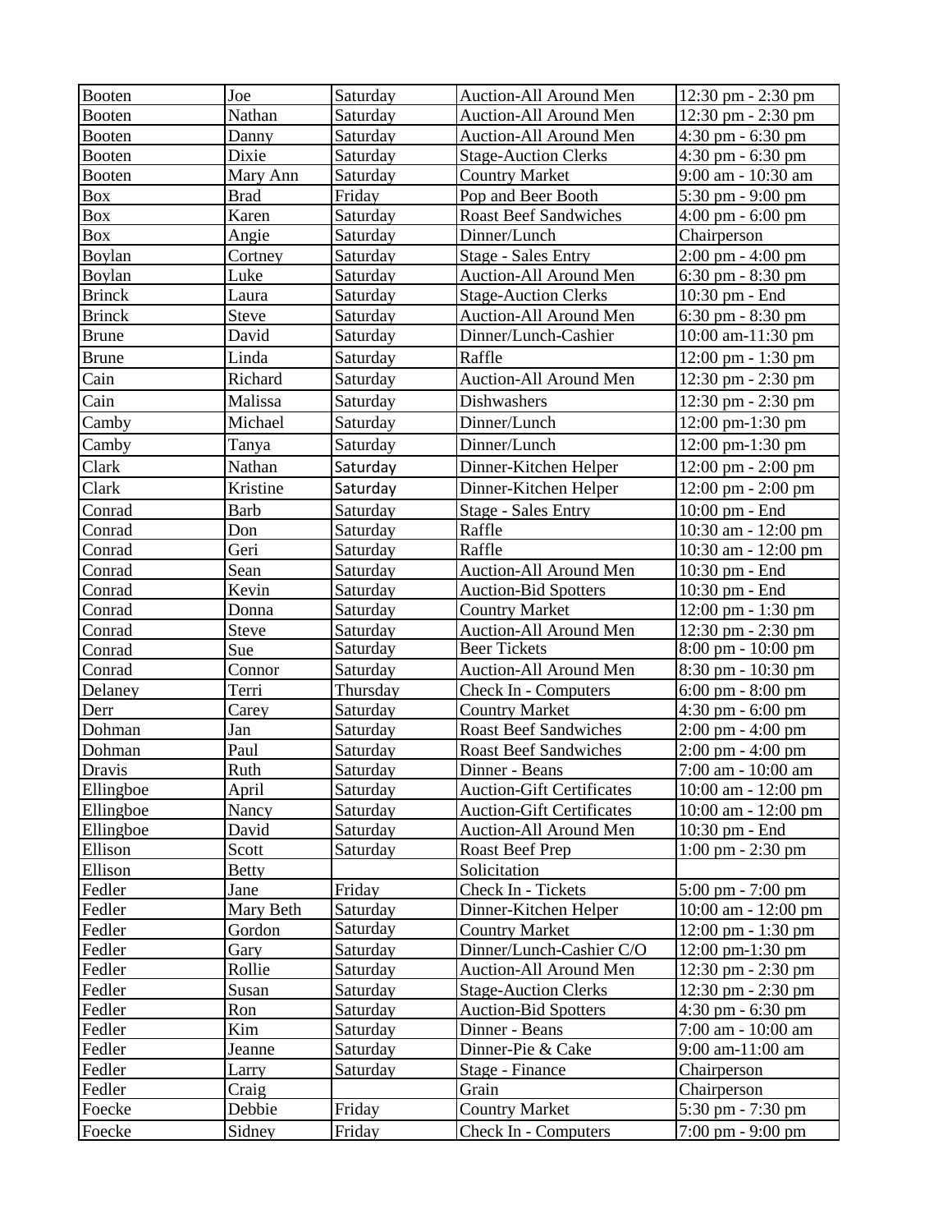| Booten | Joe | Saturday | Auction-All Around Men | 12:30 pm - 2:30 pm |
|---|---|---|---|---|
| Booten | Nathan | Saturday | Auction-All Around Men | 12:30 pm - 2:30 pm |
| Booten | Danny | Saturday | Auction-All Around Men | 4:30 pm - 6:30 pm |
| Booten | Dixie | Saturday | Stage-Auction Clerks | 4:30 pm - 6:30 pm |
| Booten | Mary Ann | Saturday | Country Market | 9:00 am - 10:30 am |
| Box | Brad | Friday | Pop and Beer Booth | 5:30 pm - 9:00 pm |
| Box | Karen | Saturday | Roast Beef Sandwiches | 4:00 pm - 6:00 pm |
| Box | Angie | Saturday | Dinner/Lunch | Chairperson |
| Boylan | Cortney | Saturday | Stage - Sales Entry | 2:00 pm - 4:00 pm |
| Boylan | Luke | Saturday | Auction-All Around Men | 6:30 pm - 8:30 pm |
| Brinck | Laura | Saturday | Stage-Auction Clerks | 10:30 pm - End |
| Brinck | Steve | Saturday | Auction-All Around Men | 6:30 pm - 8:30 pm |
| Brune | David | Saturday | Dinner/Lunch-Cashier | 10:00 am-11:30 pm |
| Brune | Linda | Saturday | Raffle | 12:00 pm - 1:30 pm |
| Cain | Richard | Saturday | Auction-All Around Men | 12:30 pm - 2:30 pm |
| Cain | Malissa | Saturday | Dishwashers | 12:30 pm - 2:30 pm |
| Camby | Michael | Saturday | Dinner/Lunch | 12:00 pm-1:30 pm |
| Camby | Tanya | Saturday | Dinner/Lunch | 12:00 pm-1:30 pm |
| Clark | Nathan | Saturday | Dinner-Kitchen Helper | 12:00 pm - 2:00 pm |
| Clark | Kristine | Saturday | Dinner-Kitchen Helper | 12:00 pm - 2:00 pm |
| Conrad | Barb | Saturday | Stage - Sales Entry | 10:00 pm - End |
| Conrad | Don | Saturday | Raffle | 10:30 am - 12:00 pm |
| Conrad | Geri | Saturday | Raffle | 10:30 am - 12:00 pm |
| Conrad | Sean | Saturday | Auction-All Around Men | 10:30 pm - End |
| Conrad | Kevin | Saturday | Auction-Bid Spotters | 10:30 pm - End |
| Conrad | Donna | Saturday | Country Market | 12:00 pm - 1:30 pm |
| Conrad | Steve | Saturday | Auction-All Around Men | 12:30 pm - 2:30 pm |
| Conrad | Sue | Saturday | Beer Tickets | 8:00 pm - 10:00 pm |
| Conrad | Connor | Saturday | Auction-All Around Men | 8:30 pm - 10:30 pm |
| Delaney | Terri | Thursday | Check In - Computers | 6:00 pm - 8:00 pm |
| Derr | Carey | Saturday | Country Market | 4:30 pm - 6:00 pm |
| Dohman | Jan | Saturday | Roast Beef Sandwiches | 2:00 pm - 4:00 pm |
| Dohman | Paul | Saturday | Roast Beef Sandwiches | 2:00 pm - 4:00 pm |
| Dravis | Ruth | Saturday | Dinner - Beans | 7:00 am - 10:00 am |
| Ellingboe | April | Saturday | Auction-Gift Certificates | 10:00 am - 12:00 pm |
| Ellingboe | Nancy | Saturday | Auction-Gift Certificates | 10:00 am - 12:00 pm |
| Ellingboe | David | Saturday | Auction-All Around Men | 10:30 pm - End |
| Ellison | Scott | Saturday | Roast Beef Prep | 1:00 pm - 2:30 pm |
| Ellison | Betty | | Solicitation | |
| Fedler | Jane | Friday | Check In - Tickets | 5:00 pm - 7:00 pm |
| Fedler | Mary Beth | Saturday | Dinner-Kitchen Helper | 10:00 am - 12:00 pm |
| Fedler | Gordon | Saturday | Country Market | 12:00 pm - 1:30 pm |
| Fedler | Gary | Saturday | Dinner/Lunch-Cashier C/O | 12:00 pm-1:30 pm |
| Fedler | Rollie | Saturday | Auction-All Around Men | 12:30 pm - 2:30 pm |
| Fedler | Susan | Saturday | Stage-Auction Clerks | 12:30 pm - 2:30 pm |
| Fedler | Ron | Saturday | Auction-Bid Spotters | 4:30 pm - 6:30 pm |
| Fedler | Kim | Saturday | Dinner - Beans | 7:00 am - 10:00 am |
| Fedler | Jeanne | Saturday | Dinner-Pie & Cake | 9:00 am-11:00 am |
| Fedler | Larry | Saturday | Stage - Finance | Chairperson |
| Fedler | Craig | | Grain | Chairperson |
| Foecke | Debbie | Friday | Country Market | 5:30 pm - 7:30 pm |
| Foecke | Sidney | Friday | Check In - Computers | 7:00 pm - 9:00 pm |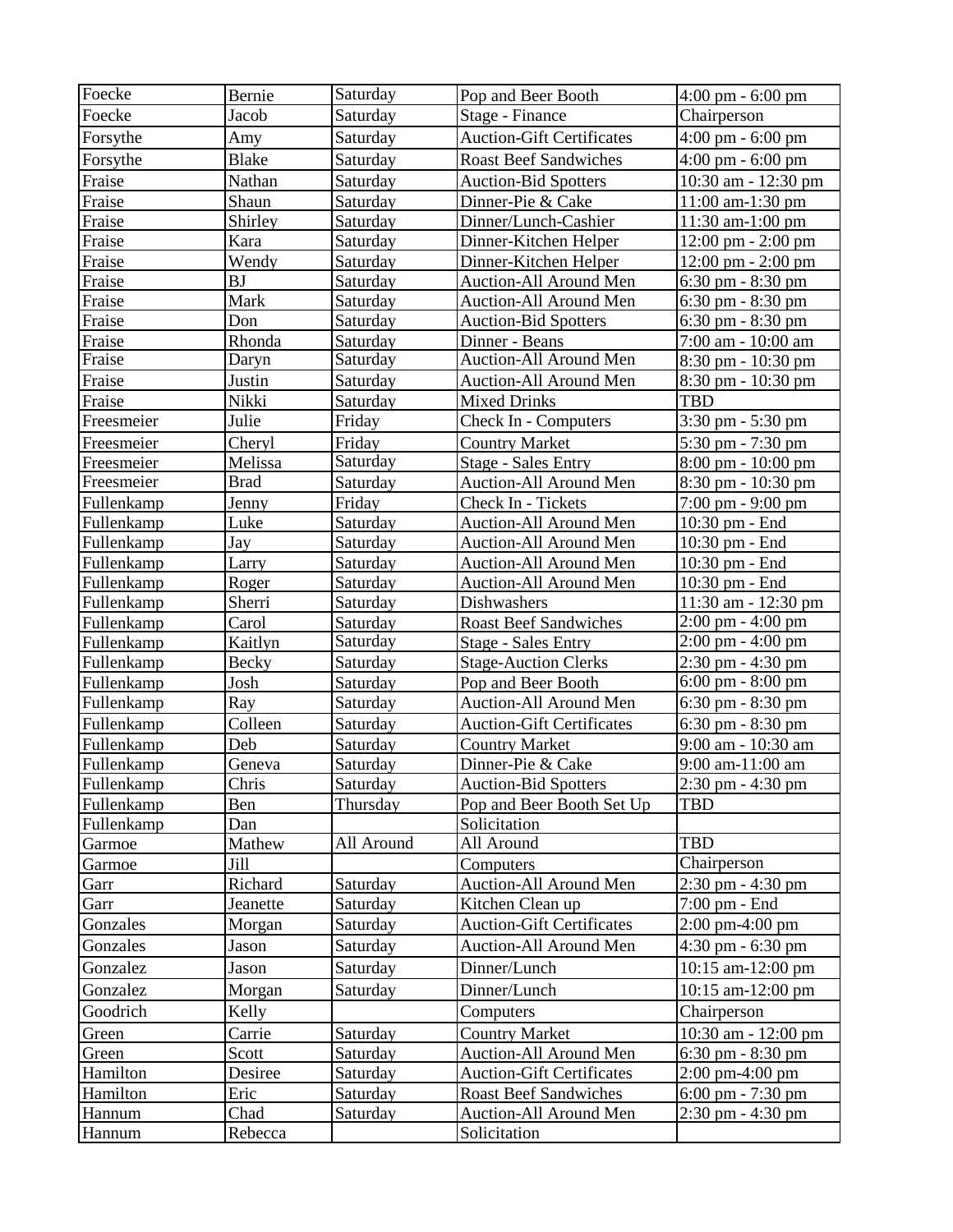| Foecke | Bernie | Saturday | Pop and Beer Booth | 4:00 pm - 6:00 pm |
|---|---|---|---|---|
| Foecke | Jacob | Saturday | Stage - Finance | Chairperson |
| Forsythe | Amy | Saturday | Auction-Gift Certificates | 4:00 pm - 6:00 pm |
| Forsythe | Blake | Saturday | Roast Beef Sandwiches | 4:00 pm - 6:00 pm |
| Fraise | Nathan | Saturday | Auction-Bid Spotters | 10:30 am - 12:30 pm |
| Fraise | Shaun | Saturday | Dinner-Pie & Cake | 11:00 am-1:30 pm |
| Fraise | Shirley | Saturday | Dinner/Lunch-Cashier | 11:30 am-1:00 pm |
| Fraise | Kara | Saturday | Dinner-Kitchen Helper | 12:00 pm - 2:00 pm |
| Fraise | Wendy | Saturday | Dinner-Kitchen Helper | 12:00 pm - 2:00 pm |
| Fraise | BJ | Saturday | Auction-All Around Men | 6:30 pm - 8:30 pm |
| Fraise | Mark | Saturday | Auction-All Around Men | 6:30 pm - 8:30 pm |
| Fraise | Don | Saturday | Auction-Bid Spotters | 6:30 pm - 8:30 pm |
| Fraise | Rhonda | Saturday | Dinner - Beans | 7:00 am - 10:00 am |
| Fraise | Daryn | Saturday | Auction-All Around Men | 8:30 pm - 10:30 pm |
| Fraise | Justin | Saturday | Auction-All Around Men | 8:30 pm - 10:30 pm |
| Fraise | Nikki | Saturday | Mixed Drinks | TBD |
| Freesmeier | Julie | Friday | Check In - Computers | 3:30 pm - 5:30 pm |
| Freesmeier | Cheryl | Friday | Country Market | 5:30 pm - 7:30 pm |
| Freesmeier | Melissa | Saturday | Stage - Sales Entry | 8:00 pm - 10:00 pm |
| Freesmeier | Brad | Saturday | Auction-All Around Men | 8:30 pm - 10:30 pm |
| Fullenkamp | Jenny | Friday | Check In - Tickets | 7:00 pm - 9:00 pm |
| Fullenkamp | Luke | Saturday | Auction-All Around Men | 10:30 pm - End |
| Fullenkamp | Jay | Saturday | Auction-All Around Men | 10:30 pm - End |
| Fullenkamp | Larry | Saturday | Auction-All Around Men | 10:30 pm - End |
| Fullenkamp | Roger | Saturday | Auction-All Around Men | 10:30 pm - End |
| Fullenkamp | Sherri | Saturday | Dishwashers | 11:30 am - 12:30 pm |
| Fullenkamp | Carol | Saturday | Roast Beef Sandwiches | 2:00 pm - 4:00 pm |
| Fullenkamp | Kaitlyn | Saturday | Stage - Sales Entry | 2:00 pm - 4:00 pm |
| Fullenkamp | Becky | Saturday | Stage-Auction Clerks | 2:30 pm - 4:30 pm |
| Fullenkamp | Josh | Saturday | Pop and Beer Booth | 6:00 pm - 8:00 pm |
| Fullenkamp | Ray | Saturday | Auction-All Around Men | 6:30 pm - 8:30 pm |
| Fullenkamp | Colleen | Saturday | Auction-Gift Certificates | 6:30 pm - 8:30 pm |
| Fullenkamp | Deb | Saturday | Country Market | 9:00 am - 10:30 am |
| Fullenkamp | Geneva | Saturday | Dinner-Pie & Cake | 9:00 am-11:00 am |
| Fullenkamp | Chris | Saturday | Auction-Bid Spotters | 2:30 pm - 4:30 pm |
| Fullenkamp | Ben | Thursday | Pop and Beer Booth Set Up | TBD |
| Fullenkamp | Dan | | Solicitation | |
| Garmoe | Mathew | All Around | All Around | TBD |
| Garmoe | Jill | | Computers | Chairperson |
| Garr | Richard | Saturday | Auction-All Around Men | 2:30 pm - 4:30 pm |
| Garr | Jeanette | Saturday | Kitchen Clean up | 7:00 pm - End |
| Gonzales | Morgan | Saturday | Auction-Gift Certificates | 2:00 pm-4:00 pm |
| Gonzales | Jason | Saturday | Auction-All Around Men | 4:30 pm - 6:30 pm |
| Gonzalez | Jason | Saturday | Dinner/Lunch | 10:15 am-12:00 pm |
| Gonzalez | Morgan | Saturday | Dinner/Lunch | 10:15 am-12:00 pm |
| Goodrich | Kelly | | Computers | Chairperson |
| Green | Carrie | Saturday | Country Market | 10:30 am - 12:00 pm |
| Green | Scott | Saturday | Auction-All Around Men | 6:30 pm - 8:30 pm |
| Hamilton | Desiree | Saturday | Auction-Gift Certificates | 2:00 pm-4:00 pm |
| Hamilton | Eric | Saturday | Roast Beef Sandwiches | 6:00 pm - 7:30 pm |
| Hannum | Chad | Saturday | Auction-All Around Men | 2:30 pm - 4:30 pm |
| Hannum | Rebecca | | Solicitation | |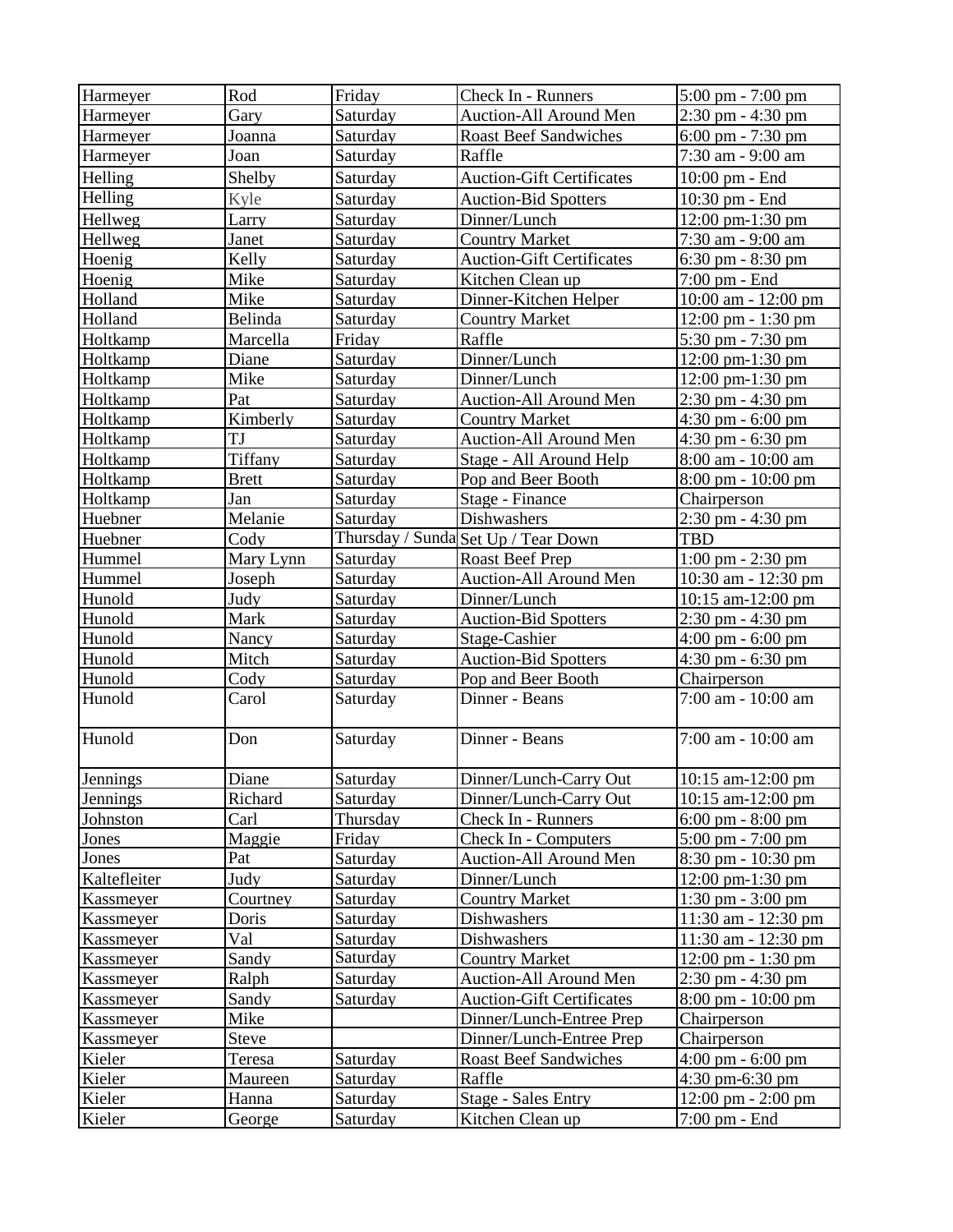| Harmeyer | Rod | Friday | Check In - Runners | 5:00 pm - 7:00 pm |
|---|---|---|---|---|
| Harmeyer | Gary | Saturday | Auction-All Around Men | 2:30 pm - 4:30 pm |
| Harmeyer | Joanna | Saturday | Roast Beef Sandwiches | 6:00 pm - 7:30 pm |
| Harmeyer | Joan | Saturday | Raffle | 7:30 am - 9:00 am |
| Helling | Shelby | Saturday | Auction-Gift Certificates | 10:00 pm - End |
| Helling | Kyle | Saturday | Auction-Bid Spotters | 10:30 pm - End |
| Hellweg | Larry | Saturday | Dinner/Lunch | 12:00 pm-1:30 pm |
| Hellweg | Janet | Saturday | Country Market | 7:30 am - 9:00 am |
| Hoenig | Kelly | Saturday | Auction-Gift Certificates | 6:30 pm - 8:30 pm |
| Hoenig | Mike | Saturday | Kitchen Clean up | 7:00 pm - End |
| Holland | Mike | Saturday | Dinner-Kitchen Helper | 10:00 am - 12:00 pm |
| Holland | Belinda | Saturday | Country Market | 12:00 pm - 1:30 pm |
| Holtkamp | Marcella | Friday | Raffle | 5:30 pm - 7:30 pm |
| Holtkamp | Diane | Saturday | Dinner/Lunch | 12:00 pm-1:30 pm |
| Holtkamp | Mike | Saturday | Dinner/Lunch | 12:00 pm-1:30 pm |
| Holtkamp | Pat | Saturday | Auction-All Around Men | 2:30 pm - 4:30 pm |
| Holtkamp | Kimberly | Saturday | Country Market | 4:30 pm - 6:00 pm |
| Holtkamp | TJ | Saturday | Auction-All Around Men | 4:30 pm - 6:30 pm |
| Holtkamp | Tiffany | Saturday | Stage - All Around Help | 8:00 am - 10:00 am |
| Holtkamp | Brett | Saturday | Pop and Beer Booth | 8:00 pm - 10:00 pm |
| Holtkamp | Jan | Saturday | Stage - Finance | Chairperson |
| Huebner | Melanie | Saturday | Dishwashers | 2:30 pm - 4:30 pm |
| Huebner | Cody | Thursday / Sunda | Set Up / Tear Down | TBD |
| Hummel | Mary Lynn | Saturday | Roast Beef Prep | 1:00 pm - 2:30 pm |
| Hummel | Joseph | Saturday | Auction-All Around Men | 10:30 am - 12:30 pm |
| Hunold | Judy | Saturday | Dinner/Lunch | 10:15 am-12:00 pm |
| Hunold | Mark | Saturday | Auction-Bid Spotters | 2:30 pm - 4:30 pm |
| Hunold | Nancy | Saturday | Stage-Cashier | 4:00 pm - 6:00 pm |
| Hunold | Mitch | Saturday | Auction-Bid Spotters | 4:30 pm - 6:30 pm |
| Hunold | Cody | Saturday | Pop and Beer Booth | Chairperson |
| Hunold | Carol | Saturday | Dinner - Beans | 7:00 am - 10:00 am |
| Hunold | Don | Saturday | Dinner - Beans | 7:00 am - 10:00 am |
| Jennings | Diane | Saturday | Dinner/Lunch-Carry Out | 10:15 am-12:00 pm |
| Jennings | Richard | Saturday | Dinner/Lunch-Carry Out | 10:15 am-12:00 pm |
| Johnston | Carl | Thursday | Check In - Runners | 6:00 pm - 8:00 pm |
| Jones | Maggie | Friday | Check In - Computers | 5:00 pm - 7:00 pm |
| Jones | Pat | Saturday | Auction-All Around Men | 8:30 pm - 10:30 pm |
| Kaltefleiter | Judy | Saturday | Dinner/Lunch | 12:00 pm-1:30 pm |
| Kassmeyer | Courtney | Saturday | Country Market | 1:30 pm - 3:00 pm |
| Kassmeyer | Doris | Saturday | Dishwashers | 11:30 am - 12:30 pm |
| Kassmeyer | Val | Saturday | Dishwashers | 11:30 am - 12:30 pm |
| Kassmeyer | Sandy | Saturday | Country Market | 12:00 pm - 1:30 pm |
| Kassmeyer | Ralph | Saturday | Auction-All Around Men | 2:30 pm - 4:30 pm |
| Kassmeyer | Sandy | Saturday | Auction-Gift Certificates | 8:00 pm - 10:00 pm |
| Kassmeyer | Mike | | Dinner/Lunch-Entree Prep | Chairperson |
| Kassmeyer | Steve | | Dinner/Lunch-Entree Prep | Chairperson |
| Kieler | Teresa | Saturday | Roast Beef Sandwiches | 4:00 pm - 6:00 pm |
| Kieler | Maureen | Saturday | Raffle | 4:30 pm-6:30 pm |
| Kieler | Hanna | Saturday | Stage - Sales Entry | 12:00 pm - 2:00 pm |
| Kieler | George | Saturday | Kitchen Clean up | 7:00 pm - End |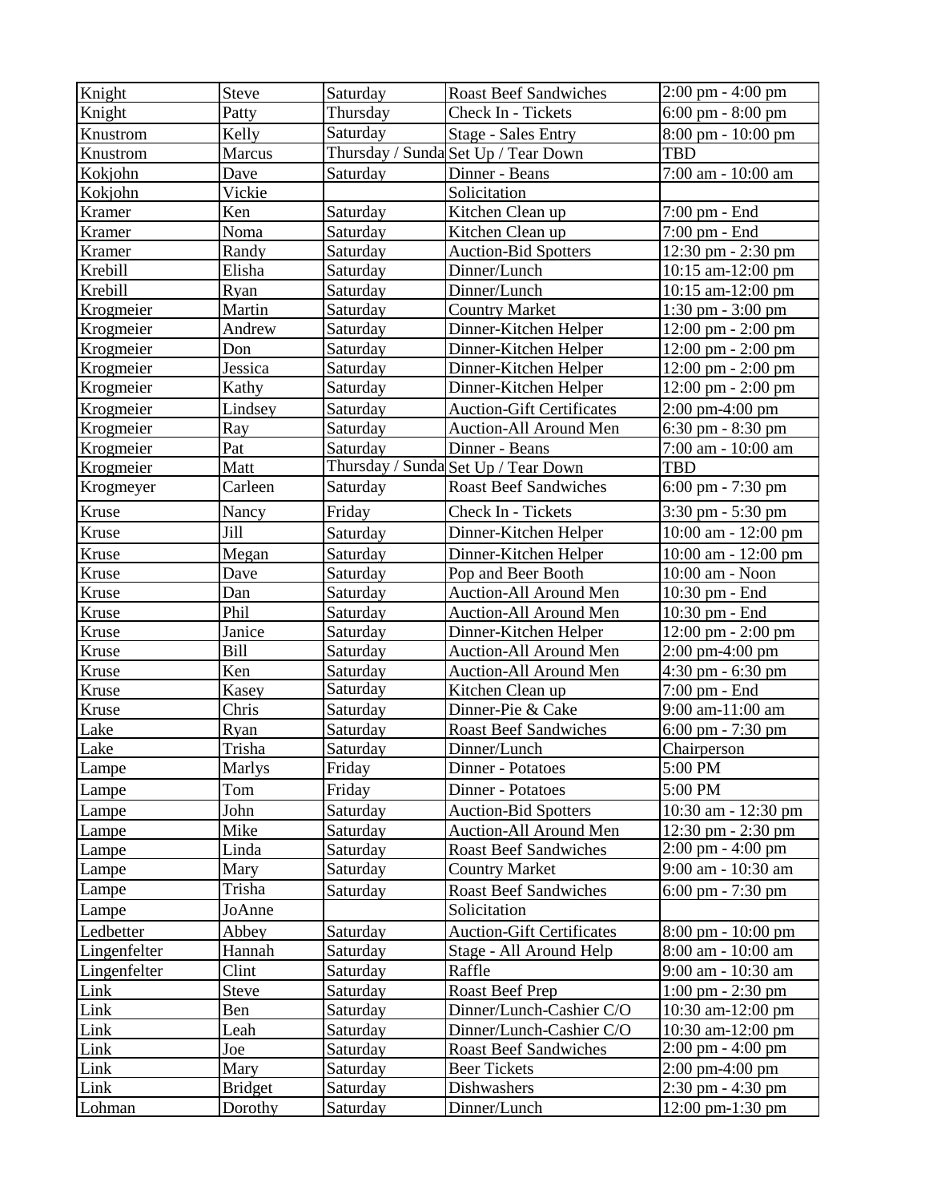| Knight | Steve | Saturday | Roast Beef Sandwiches | 2:00 pm - 4:00 pm |
|---|---|---|---|---|
| Knight | Patty | Thursday | Check In - Tickets | 6:00 pm - 8:00 pm |
| Knustrom | Kelly | Saturday | Stage - Sales Entry | 8:00 pm - 10:00 pm |
| Knustrom | Marcus | Thursday / Sunda | Set Up / Tear Down | TBD |
| Kokjohn | Dave | Saturday | Dinner - Beans | 7:00 am - 10:00 am |
| Kokjohn | Vickie | | Solicitation | |
| Kramer | Ken | Saturday | Kitchen Clean up | 7:00 pm - End |
| Kramer | Noma | Saturday | Kitchen Clean up | 7:00 pm - End |
| Kramer | Randy | Saturday | Auction-Bid Spotters | 12:30 pm - 2:30 pm |
| Krebill | Elisha | Saturday | Dinner/Lunch | 10:15 am-12:00 pm |
| Krebill | Ryan | Saturday | Dinner/Lunch | 10:15 am-12:00 pm |
| Krogmeier | Martin | Saturday | Country Market | 1:30 pm - 3:00 pm |
| Krogmeier | Andrew | Saturday | Dinner-Kitchen Helper | 12:00 pm - 2:00 pm |
| Krogmeier | Don | Saturday | Dinner-Kitchen Helper | 12:00 pm - 2:00 pm |
| Krogmeier | Jessica | Saturday | Dinner-Kitchen Helper | 12:00 pm - 2:00 pm |
| Krogmeier | Kathy | Saturday | Dinner-Kitchen Helper | 12:00 pm - 2:00 pm |
| Krogmeier | Lindsey | Saturday | Auction-Gift Certificates | 2:00 pm-4:00 pm |
| Krogmeier | Ray | Saturday | Auction-All Around Men | 6:30 pm - 8:30 pm |
| Krogmeier | Pat | Saturday | Dinner - Beans | 7:00 am - 10:00 am |
| Krogmeier | Matt | Thursday / Sunda | Set Up / Tear Down | TBD |
| Krogmeyer | Carleen | Saturday | Roast Beef Sandwiches | 6:00 pm - 7:30 pm |
| Kruse | Nancy | Friday | Check In - Tickets | 3:30 pm - 5:30 pm |
| Kruse | Jill | Saturday | Dinner-Kitchen Helper | 10:00 am - 12:00 pm |
| Kruse | Megan | Saturday | Dinner-Kitchen Helper | 10:00 am - 12:00 pm |
| Kruse | Dave | Saturday | Pop and Beer Booth | 10:00 am - Noon |
| Kruse | Dan | Saturday | Auction-All Around Men | 10:30 pm - End |
| Kruse | Phil | Saturday | Auction-All Around Men | 10:30 pm - End |
| Kruse | Janice | Saturday | Dinner-Kitchen Helper | 12:00 pm - 2:00 pm |
| Kruse | Bill | Saturday | Auction-All Around Men | 2:00 pm-4:00 pm |
| Kruse | Ken | Saturday | Auction-All Around Men | 4:30 pm - 6:30 pm |
| Kruse | Kasey | Saturday | Kitchen Clean up | 7:00 pm - End |
| Kruse | Chris | Saturday | Dinner-Pie & Cake | 9:00 am-11:00 am |
| Lake | Ryan | Saturday | Roast Beef Sandwiches | 6:00 pm - 7:30 pm |
| Lake | Trisha | Saturday | Dinner/Lunch | Chairperson |
| Lampe | Marlys | Friday | Dinner - Potatoes | 5:00 PM |
| Lampe | Tom | Friday | Dinner - Potatoes | 5:00 PM |
| Lampe | John | Saturday | Auction-Bid Spotters | 10:30 am - 12:30 pm |
| Lampe | Mike | Saturday | Auction-All Around Men | 12:30 pm - 2:30 pm |
| Lampe | Linda | Saturday | Roast Beef Sandwiches | 2:00 pm - 4:00 pm |
| Lampe | Mary | Saturday | Country Market | 9:00 am - 10:30 am |
| Lampe | Trisha | Saturday | Roast Beef Sandwiches | 6:00 pm - 7:30 pm |
| Lampe | JoAnne | | Solicitation | |
| Ledbetter | Abbey | Saturday | Auction-Gift Certificates | 8:00 pm - 10:00 pm |
| Lingenfelter | Hannah | Saturday | Stage - All Around Help | 8:00 am - 10:00 am |
| Lingenfelter | Clint | Saturday | Raffle | 9:00 am - 10:30 am |
| Link | Steve | Saturday | Roast Beef Prep | 1:00 pm - 2:30 pm |
| Link | Ben | Saturday | Dinner/Lunch-Cashier C/O | 10:30 am-12:00 pm |
| Link | Leah | Saturday | Dinner/Lunch-Cashier C/O | 10:30 am-12:00 pm |
| Link | Joe | Saturday | Roast Beef Sandwiches | 2:00 pm - 4:00 pm |
| Link | Mary | Saturday | Beer Tickets | 2:00 pm-4:00 pm |
| Link | Bridget | Saturday | Dishwashers | 2:30 pm - 4:30 pm |
| Lohman | Dorothy | Saturday | Dinner/Lunch | 12:00 pm-1:30 pm |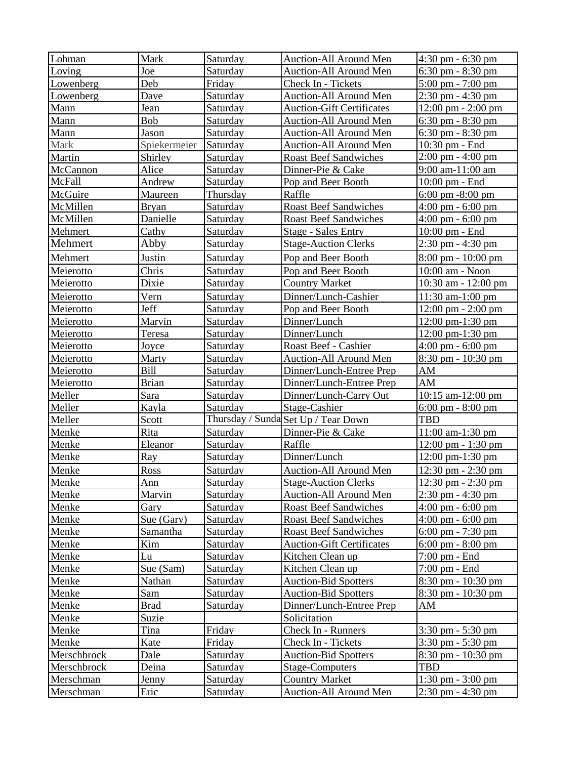| Lohman | Mark | Saturday | Auction-All Around Men | 4:30 pm - 6:30 pm |
|---|---|---|---|---|
| Loving | Joe | Saturday | Auction-All Around Men | 6:30 pm - 8:30 pm |
| Lowenberg | Deb | Friday | Check In - Tickets | 5:00 pm - 7:00 pm |
| Lowenberg | Dave | Saturday | Auction-All Around Men | 2:30 pm - 4:30 pm |
| Mann | Jean | Saturday | Auction-Gift Certificates | 12:00 pm - 2:00 pm |
| Mann | Bob | Saturday | Auction-All Around Men | 6:30 pm - 8:30 pm |
| Mann | Jason | Saturday | Auction-All Around Men | 6:30 pm - 8:30 pm |
| Mark | Spiekermeier | Saturday | Auction-All Around Men | 10:30 pm - End |
| Martin | Shirley | Saturday | Roast Beef Sandwiches | 2:00 pm - 4:00 pm |
| McCannon | Alice | Saturday | Dinner-Pie & Cake | 9:00 am-11:00 am |
| McFall | Andrew | Saturday | Pop and Beer Booth | 10:00 pm - End |
| McGuire | Maureen | Thursday | Raffle | 6:00 pm -8:00 pm |
| McMillen | Bryan | Saturday | Roast Beef Sandwiches | 4:00 pm - 6:00 pm |
| McMillen | Danielle | Saturday | Roast Beef Sandwiches | 4:00 pm - 6:00 pm |
| Mehmert | Cathy | Saturday | Stage - Sales Entry | 10:00 pm - End |
| Mehmert | Abby | Saturday | Stage-Auction Clerks | 2:30 pm - 4:30 pm |
| Mehmert | Justin | Saturday | Pop and Beer Booth | 8:00 pm - 10:00 pm |
| Meierotto | Chris | Saturday | Pop and Beer Booth | 10:00 am - Noon |
| Meierotto | Dixie | Saturday | Country Market | 10:30 am - 12:00 pm |
| Meierotto | Vern | Saturday | Dinner/Lunch-Cashier | 11:30 am-1:00 pm |
| Meierotto | Jeff | Saturday | Pop and Beer Booth | 12:00 pm - 2:00 pm |
| Meierotto | Marvin | Saturday | Dinner/Lunch | 12:00 pm-1:30 pm |
| Meierotto | Teresa | Saturday | Dinner/Lunch | 12:00 pm-1:30 pm |
| Meierotto | Joyce | Saturday | Roast Beef - Cashier | 4:00 pm - 6:00 pm |
| Meierotto | Marty | Saturday | Auction-All Around Men | 8:30 pm - 10:30 pm |
| Meierotto | Bill | Saturday | Dinner/Lunch-Entree Prep | AM |
| Meierotto | Brian | Saturday | Dinner/Lunch-Entree Prep | AM |
| Meller | Sara | Saturday | Dinner/Lunch-Carry Out | 10:15 am-12:00 pm |
| Meller | Kayla | Saturday | Stage-Cashier | 6:00 pm - 8:00 pm |
| Meller | Scott | Thursday / Sunda | Set Up / Tear Down | TBD |
| Menke | Rita | Saturday | Dinner-Pie & Cake | 11:00 am-1:30 pm |
| Menke | Eleanor | Saturday | Raffle | 12:00 pm - 1:30 pm |
| Menke | Ray | Saturday | Dinner/Lunch | 12:00 pm-1:30 pm |
| Menke | Ross | Saturday | Auction-All Around Men | 12:30 pm - 2:30 pm |
| Menke | Ann | Saturday | Stage-Auction Clerks | 12:30 pm - 2:30 pm |
| Menke | Marvin | Saturday | Auction-All Around Men | 2:30 pm - 4:30 pm |
| Menke | Gary | Saturday | Roast Beef Sandwiches | 4:00 pm - 6:00 pm |
| Menke | Sue (Gary) | Saturday | Roast Beef Sandwiches | 4:00 pm - 6:00 pm |
| Menke | Samantha | Saturday | Roast Beef Sandwiches | 6:00 pm - 7:30 pm |
| Menke | Kim | Saturday | Auction-Gift Certificates | 6:00 pm - 8:00 pm |
| Menke | Lu | Saturday | Kitchen Clean up | 7:00 pm - End |
| Menke | Sue (Sam) | Saturday | Kitchen Clean up | 7:00 pm - End |
| Menke | Nathan | Saturday | Auction-Bid Spotters | 8:30 pm - 10:30 pm |
| Menke | Sam | Saturday | Auction-Bid Spotters | 8:30 pm - 10:30 pm |
| Menke | Brad | Saturday | Dinner/Lunch-Entree Prep | AM |
| Menke | Suzie | | Solicitation | |
| Menke | Tina | Friday | Check In - Runners | 3:30 pm - 5:30 pm |
| Menke | Kate | Friday | Check In - Tickets | 3:30 pm - 5:30 pm |
| Merschbrock | Dale | Saturday | Auction-Bid Spotters | 8:30 pm - 10:30 pm |
| Merschbrock | Deina | Saturday | Stage-Computers | TBD |
| Merschman | Jenny | Saturday | Country Market | 1:30 pm - 3:00 pm |
| Merschman | Eric | Saturday | Auction-All Around Men | 2:30 pm - 4:30 pm |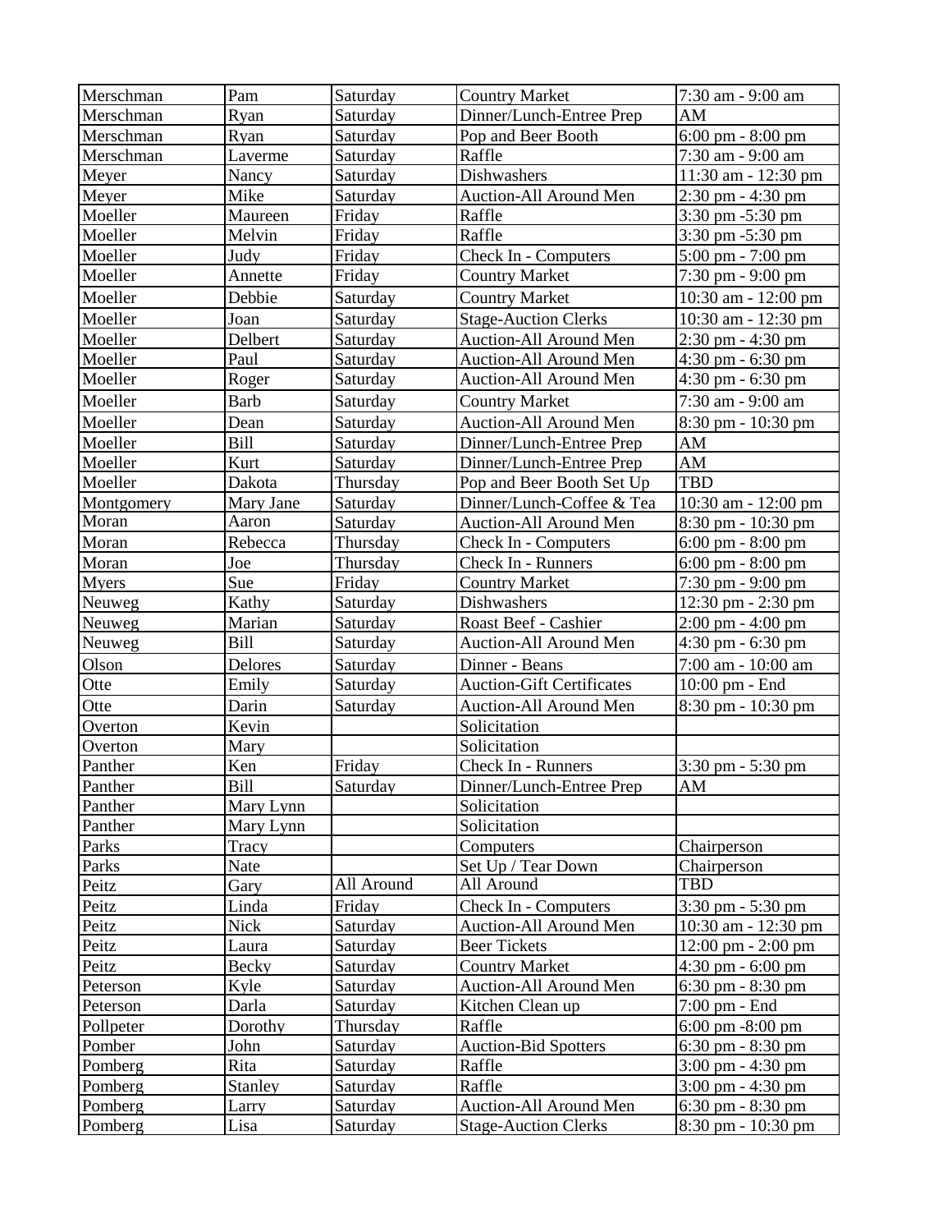| Merschman | Pam | Saturday | Country Market | 7:30 am - 9:00 am |
|---|---|---|---|---|
| Merschman | Ryan | Saturday | Dinner/Lunch-Entree Prep | AM |
| Merschman | Ryan | Saturday | Pop and Beer Booth | 6:00 pm - 8:00 pm |
| Merschman | Laverme | Saturday | Raffle | 7:30 am - 9:00 am |
| Meyer | Nancy | Saturday | Dishwashers | 11:30 am - 12:30 pm |
| Meyer | Mike | Saturday | Auction-All Around Men | 2:30 pm - 4:30 pm |
| Moeller | Maureen | Friday | Raffle | 3:30 pm -5:30 pm |
| Moeller | Melvin | Friday | Raffle | 3:30 pm -5:30 pm |
| Moeller | Judy | Friday | Check In - Computers | 5:00 pm - 7:00 pm |
| Moeller | Annette | Friday | Country Market | 7:30 pm - 9:00 pm |
| Moeller | Debbie | Saturday | Country Market | 10:30 am - 12:00 pm |
| Moeller | Joan | Saturday | Stage-Auction Clerks | 10:30 am - 12:30 pm |
| Moeller | Delbert | Saturday | Auction-All Around Men | 2:30 pm - 4:30 pm |
| Moeller | Paul | Saturday | Auction-All Around Men | 4:30 pm - 6:30 pm |
| Moeller | Roger | Saturday | Auction-All Around Men | 4:30 pm - 6:30 pm |
| Moeller | Barb | Saturday | Country Market | 7:30 am - 9:00 am |
| Moeller | Dean | Saturday | Auction-All Around Men | 8:30 pm - 10:30 pm |
| Moeller | Bill | Saturday | Dinner/Lunch-Entree Prep | AM |
| Moeller | Kurt | Saturday | Dinner/Lunch-Entree Prep | AM |
| Moeller | Dakota | Thursday | Pop and Beer Booth Set Up | TBD |
| Montgomery | Mary Jane | Saturday | Dinner/Lunch-Coffee & Tea | 10:30 am - 12:00 pm |
| Moran | Aaron | Saturday | Auction-All Around Men | 8:30 pm - 10:30 pm |
| Moran | Rebecca | Thursday | Check In - Computers | 6:00 pm - 8:00 pm |
| Moran | Joe | Thursday | Check In - Runners | 6:00 pm - 8:00 pm |
| Myers | Sue | Friday | Country Market | 7:30 pm - 9:00 pm |
| Neuweg | Kathy | Saturday | Dishwashers | 12:30 pm - 2:30 pm |
| Neuweg | Marian | Saturday | Roast Beef - Cashier | 2:00 pm - 4:00 pm |
| Neuweg | Bill | Saturday | Auction-All Around Men | 4:30 pm - 6:30 pm |
| Olson | Delores | Saturday | Dinner - Beans | 7:00 am - 10:00 am |
| Otte | Emily | Saturday | Auction-Gift Certificates | 10:00 pm - End |
| Otte | Darin | Saturday | Auction-All Around Men | 8:30 pm - 10:30 pm |
| Overton | Kevin | | Solicitation | |
| Overton | Mary | | Solicitation | |
| Panther | Ken | Friday | Check In - Runners | 3:30 pm - 5:30 pm |
| Panther | Bill | Saturday | Dinner/Lunch-Entree Prep | AM |
| Panther | Mary Lynn | | Solicitation | |
| Panther | Mary Lynn | | Solicitation | |
| Parks | Tracy | | Computers | Chairperson |
| Parks | Nate | | Set Up / Tear Down | Chairperson |
| Peitz | Gary | All Around | All Around | TBD |
| Peitz | Linda | Friday | Check In - Computers | 3:30 pm - 5:30 pm |
| Peitz | Nick | Saturday | Auction-All Around Men | 10:30 am - 12:30 pm |
| Peitz | Laura | Saturday | Beer Tickets | 12:00 pm - 2:00 pm |
| Peitz | Becky | Saturday | Country Market | 4:30 pm - 6:00 pm |
| Peterson | Kyle | Saturday | Auction-All Around Men | 6:30 pm - 8:30 pm |
| Peterson | Darla | Saturday | Kitchen Clean up | 7:00 pm - End |
| Pollpeter | Dorothy | Thursday | Raffle | 6:00 pm -8:00 pm |
| Pomber | John | Saturday | Auction-Bid Spotters | 6:30 pm - 8:30 pm |
| Pomberg | Rita | Saturday | Raffle | 3:00 pm - 4:30 pm |
| Pomberg | Stanley | Saturday | Raffle | 3:00 pm - 4:30 pm |
| Pomberg | Larry | Saturday | Auction-All Around Men | 6:30 pm - 8:30 pm |
| Pomberg | Lisa | Saturday | Stage-Auction Clerks | 8:30 pm - 10:30 pm |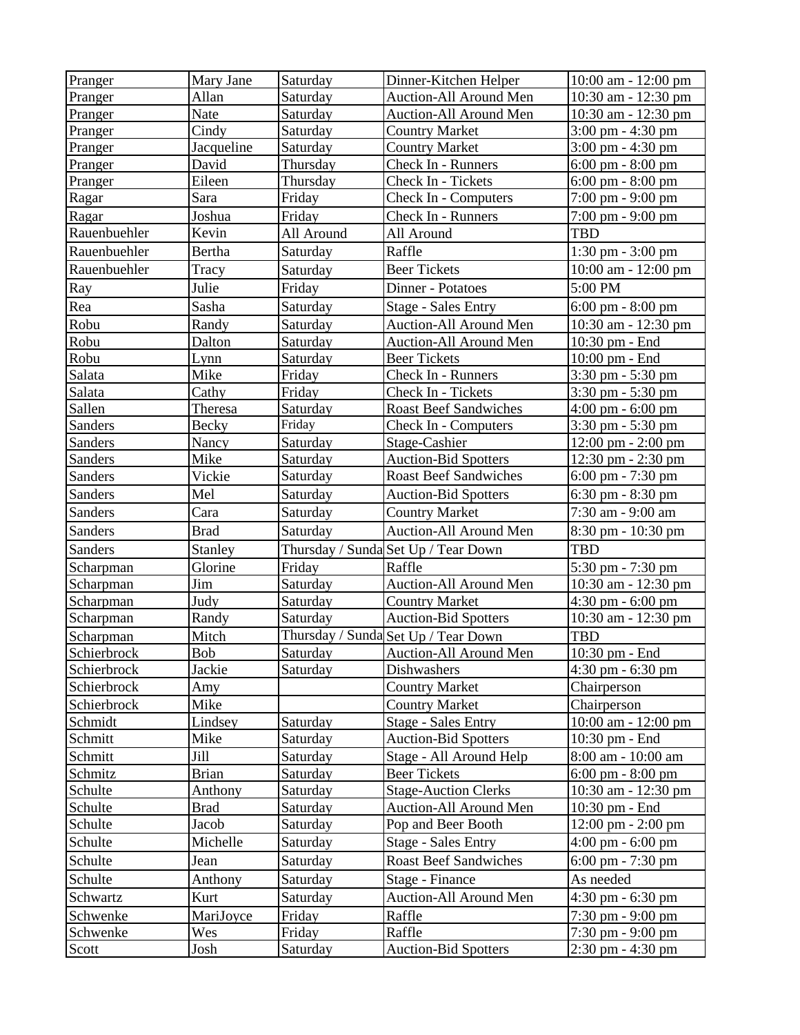| Pranger | Mary Jane | Saturday | Dinner-Kitchen Helper | 10:00 am - 12:00 pm |
|---|---|---|---|---|
| Pranger | Allan | Saturday | Auction-All Around Men | 10:30 am - 12:30 pm |
| Pranger | Nate | Saturday | Auction-All Around Men | 10:30 am - 12:30 pm |
| Pranger | Cindy | Saturday | Country Market | 3:00 pm - 4:30 pm |
| Pranger | Jacqueline | Saturday | Country Market | 3:00 pm - 4:30 pm |
| Pranger | David | Thursday | Check In - Runners | 6:00 pm - 8:00 pm |
| Pranger | Eileen | Thursday | Check In - Tickets | 6:00 pm - 8:00 pm |
| Ragar | Sara | Friday | Check In - Computers | 7:00 pm - 9:00 pm |
| Ragar | Joshua | Friday | Check In - Runners | 7:00 pm - 9:00 pm |
| Rauenbuehler | Kevin | All Around | All Around | TBD |
| Rauenbuehler | Bertha | Saturday | Raffle | 1:30 pm - 3:00 pm |
| Rauenbuehler | Tracy | Saturday | Beer Tickets | 10:00 am - 12:00 pm |
| Ray | Julie | Friday | Dinner - Potatoes | 5:00 PM |
| Rea | Sasha | Saturday | Stage - Sales Entry | 6:00 pm - 8:00 pm |
| Robu | Randy | Saturday | Auction-All Around Men | 10:30 am - 12:30 pm |
| Robu | Dalton | Saturday | Auction-All Around Men | 10:30 pm - End |
| Robu | Lynn | Saturday | Beer Tickets | 10:00 pm - End |
| Salata | Mike | Friday | Check In - Runners | 3:30 pm - 5:30 pm |
| Salata | Cathy | Friday | Check In - Tickets | 3:30 pm - 5:30 pm |
| Sallen | Theresa | Saturday | Roast Beef Sandwiches | 4:00 pm - 6:00 pm |
| Sanders | Becky | Friday | Check In - Computers | 3:30 pm - 5:30 pm |
| Sanders | Nancy | Saturday | Stage-Cashier | 12:00 pm - 2:00 pm |
| Sanders | Mike | Saturday | Auction-Bid Spotters | 12:30 pm - 2:30 pm |
| Sanders | Vickie | Saturday | Roast Beef Sandwiches | 6:00 pm - 7:30 pm |
| Sanders | Mel | Saturday | Auction-Bid Spotters | 6:30 pm - 8:30 pm |
| Sanders | Cara | Saturday | Country Market | 7:30 am - 9:00 am |
| Sanders | Brad | Saturday | Auction-All Around Men | 8:30 pm - 10:30 pm |
| Sanders | Stanley | Thursday / Sunda | Set Up / Tear Down | TBD |
| Scharpman | Glorine | Friday | Raffle | 5:30 pm - 7:30 pm |
| Scharpman | Jim | Saturday | Auction-All Around Men | 10:30 am - 12:30 pm |
| Scharpman | Judy | Saturday | Country Market | 4:30 pm - 6:00 pm |
| Scharpman | Randy | Saturday | Auction-Bid Spotters | 10:30 am - 12:30 pm |
| Scharpman | Mitch | Thursday / Sunda | Set Up / Tear Down | TBD |
| Schierbrock | Bob | Saturday | Auction-All Around Men | 10:30 pm - End |
| Schierbrock | Jackie | Saturday | Dishwashers | 4:30 pm - 6:30 pm |
| Schierbrock | Amy | | Country Market | Chairperson |
| Schierbrock | Mike | | Country Market | Chairperson |
| Schmidt | Lindsey | Saturday | Stage - Sales Entry | 10:00 am - 12:00 pm |
| Schmitt | Mike | Saturday | Auction-Bid Spotters | 10:30 pm - End |
| Schmitt | Jill | Saturday | Stage - All Around Help | 8:00 am - 10:00 am |
| Schmitz | Brian | Saturday | Beer Tickets | 6:00 pm - 8:00 pm |
| Schulte | Anthony | Saturday | Stage-Auction Clerks | 10:30 am - 12:30 pm |
| Schulte | Brad | Saturday | Auction-All Around Men | 10:30 pm - End |
| Schulte | Jacob | Saturday | Pop and Beer Booth | 12:00 pm - 2:00 pm |
| Schulte | Michelle | Saturday | Stage - Sales Entry | 4:00 pm - 6:00 pm |
| Schulte | Jean | Saturday | Roast Beef Sandwiches | 6:00 pm - 7:30 pm |
| Schulte | Anthony | Saturday | Stage - Finance | As needed |
| Schwartz | Kurt | Saturday | Auction-All Around Men | 4:30 pm - 6:30 pm |
| Schwenke | MariJoyce | Friday | Raffle | 7:30 pm - 9:00 pm |
| Schwenke | Wes | Friday | Raffle | 7:30 pm - 9:00 pm |
| Scott | Josh | Saturday | Auction-Bid Spotters | 2:30 pm - 4:30 pm |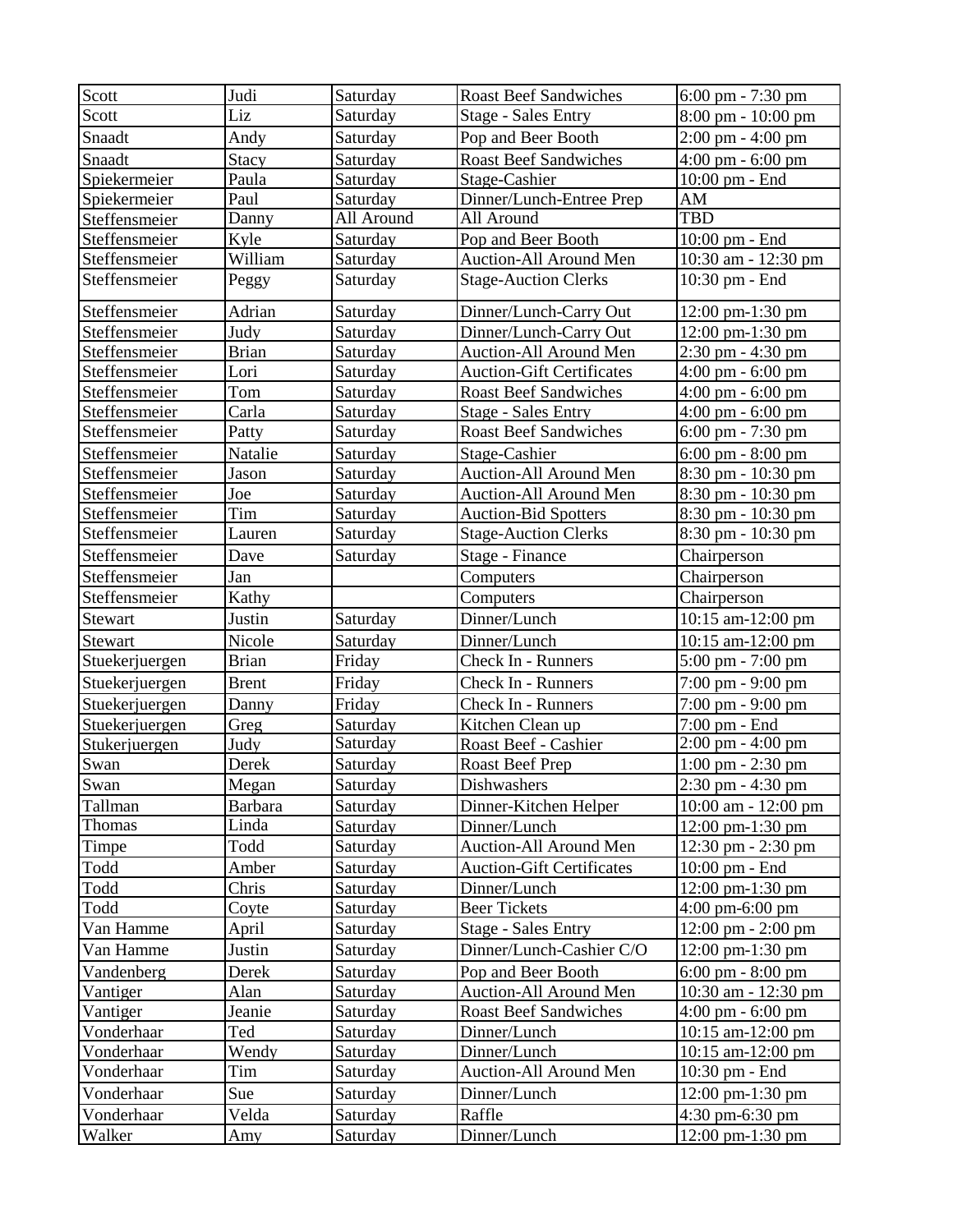| Scott | Judi | Saturday | Roast Beef Sandwiches | 6:00 pm - 7:30 pm |
|---|---|---|---|---|
| Scott | Liz | Saturday | Stage - Sales Entry | 8:00 pm - 10:00 pm |
| Snaadt | Andy | Saturday | Pop and Beer Booth | 2:00 pm - 4:00 pm |
| Snaadt | Stacy | Saturday | Roast Beef Sandwiches | 4:00 pm - 6:00 pm |
| Spiekermeier | Paula | Saturday | Stage-Cashier | 10:00 pm - End |
| Spiekermeier | Paul | Saturday | Dinner/Lunch-Entree Prep | AM |
| Steffensmeier | Danny | All Around | All Around | TBD |
| Steffensmeier | Kyle | Saturday | Pop and Beer Booth | 10:00 pm - End |
| Steffensmeier | William | Saturday | Auction-All Around Men | 10:30 am - 12:30 pm |
| Steffensmeier | Peggy | Saturday | Stage-Auction Clerks | 10:30 pm - End |
| Steffensmeier | Adrian | Saturday | Dinner/Lunch-Carry Out | 12:00 pm-1:30 pm |
| Steffensmeier | Judy | Saturday | Dinner/Lunch-Carry Out | 12:00 pm-1:30 pm |
| Steffensmeier | Brian | Saturday | Auction-All Around Men | 2:30 pm - 4:30 pm |
| Steffensmeier | Lori | Saturday | Auction-Gift Certificates | 4:00 pm - 6:00 pm |
| Steffensmeier | Tom | Saturday | Roast Beef Sandwiches | 4:00 pm - 6:00 pm |
| Steffensmeier | Carla | Saturday | Stage - Sales Entry | 4:00 pm - 6:00 pm |
| Steffensmeier | Patty | Saturday | Roast Beef Sandwiches | 6:00 pm - 7:30 pm |
| Steffensmeier | Natalie | Saturday | Stage-Cashier | 6:00 pm - 8:00 pm |
| Steffensmeier | Jason | Saturday | Auction-All Around Men | 8:30 pm - 10:30 pm |
| Steffensmeier | Joe | Saturday | Auction-All Around Men | 8:30 pm - 10:30 pm |
| Steffensmeier | Tim | Saturday | Auction-Bid Spotters | 8:30 pm - 10:30 pm |
| Steffensmeier | Lauren | Saturday | Stage-Auction Clerks | 8:30 pm - 10:30 pm |
| Steffensmeier | Dave | Saturday | Stage - Finance | Chairperson |
| Steffensmeier | Jan | | Computers | Chairperson |
| Steffensmeier | Kathy | | Computers | Chairperson |
| Stewart | Justin | Saturday | Dinner/Lunch | 10:15 am-12:00 pm |
| Stewart | Nicole | Saturday | Dinner/Lunch | 10:15 am-12:00 pm |
| Stuekerjuergen | Brian | Friday | Check In - Runners | 5:00 pm - 7:00 pm |
| Stuekerjuergen | Brent | Friday | Check In - Runners | 7:00 pm - 9:00 pm |
| Stuekerjuergen | Danny | Friday | Check In - Runners | 7:00 pm - 9:00 pm |
| Stuekerjuergen | Greg | Saturday | Kitchen Clean up | 7:00 pm - End |
| Stukerjuergen | Judy | Saturday | Roast Beef - Cashier | 2:00 pm - 4:00 pm |
| Swan | Derek | Saturday | Roast Beef Prep | 1:00 pm - 2:30 pm |
| Swan | Megan | Saturday | Dishwashers | 2:30 pm - 4:30 pm |
| Tallman | Barbara | Saturday | Dinner-Kitchen Helper | 10:00 am - 12:00 pm |
| Thomas | Linda | Saturday | Dinner/Lunch | 12:00 pm-1:30 pm |
| Timpe | Todd | Saturday | Auction-All Around Men | 12:30 pm - 2:30 pm |
| Todd | Amber | Saturday | Auction-Gift Certificates | 10:00 pm - End |
| Todd | Chris | Saturday | Dinner/Lunch | 12:00 pm-1:30 pm |
| Todd | Coyte | Saturday | Beer Tickets | 4:00 pm-6:00 pm |
| Van Hamme | April | Saturday | Stage - Sales Entry | 12:00 pm - 2:00 pm |
| Van Hamme | Justin | Saturday | Dinner/Lunch-Cashier C/O | 12:00 pm-1:30 pm |
| Vandenberg | Derek | Saturday | Pop and Beer Booth | 6:00 pm - 8:00 pm |
| Vantiger | Alan | Saturday | Auction-All Around Men | 10:30 am - 12:30 pm |
| Vantiger | Jeanie | Saturday | Roast Beef Sandwiches | 4:00 pm - 6:00 pm |
| Vonderhaar | Ted | Saturday | Dinner/Lunch | 10:15 am-12:00 pm |
| Vonderhaar | Wendy | Saturday | Dinner/Lunch | 10:15 am-12:00 pm |
| Vonderhaar | Tim | Saturday | Auction-All Around Men | 10:30 pm - End |
| Vonderhaar | Sue | Saturday | Dinner/Lunch | 12:00 pm-1:30 pm |
| Vonderhaar | Velda | Saturday | Raffle | 4:30 pm-6:30 pm |
| Walker | Amy | Saturday | Dinner/Lunch | 12:00 pm-1:30 pm |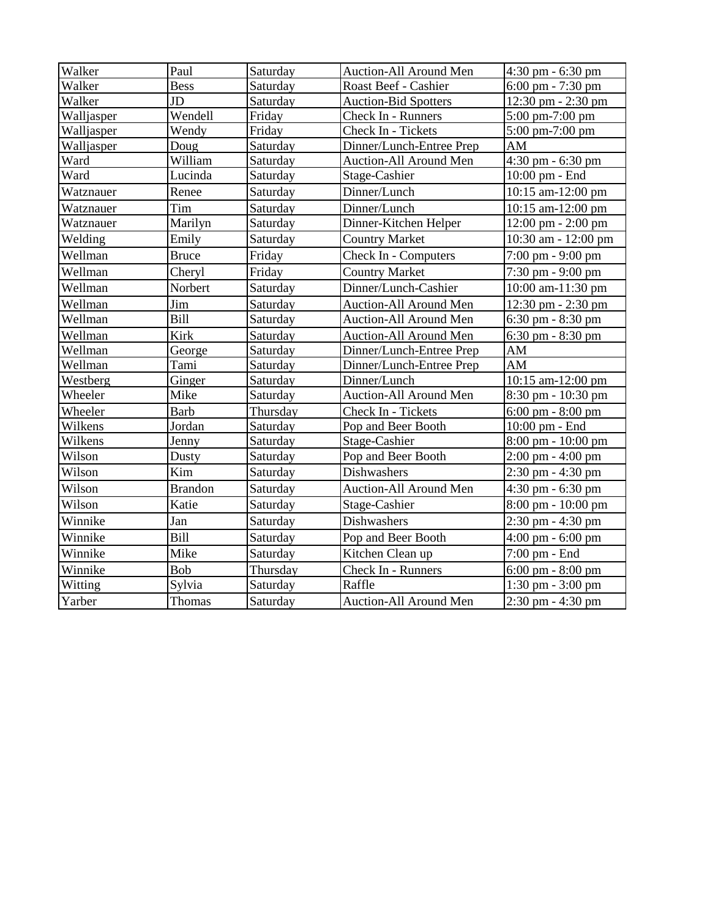| | | | | |
|---|---|---|---|---|
| Walker | Paul | Saturday | Auction-All Around Men | 4:30 pm - 6:30 pm |
| Walker | Bess | Saturday | Roast Beef - Cashier | 6:00 pm - 7:30 pm |
| Walker | JD | Saturday | Auction-Bid Spotters | 12:30 pm - 2:30 pm |
| Walljasper | Wendell | Friday | Check In - Runners | 5:00 pm-7:00 pm |
| Walljasper | Wendy | Friday | Check In - Tickets | 5:00 pm-7:00 pm |
| Walljasper | Doug | Saturday | Dinner/Lunch-Entree Prep | AM |
| Ward | William | Saturday | Auction-All Around Men | 4:30 pm - 6:30 pm |
| Ward | Lucinda | Saturday | Stage-Cashier | 10:00 pm - End |
| Watznauer | Renee | Saturday | Dinner/Lunch | 10:15 am-12:00 pm |
| Watznauer | Tim | Saturday | Dinner/Lunch | 10:15 am-12:00 pm |
| Watznauer | Marilyn | Saturday | Dinner-Kitchen Helper | 12:00 pm - 2:00 pm |
| Welding | Emily | Saturday | Country Market | 10:30 am - 12:00 pm |
| Wellman | Bruce | Friday | Check In - Computers | 7:00 pm - 9:00 pm |
| Wellman | Cheryl | Friday | Country Market | 7:30 pm - 9:00 pm |
| Wellman | Norbert | Saturday | Dinner/Lunch-Cashier | 10:00 am-11:30 pm |
| Wellman | Jim | Saturday | Auction-All Around Men | 12:30 pm - 2:30 pm |
| Wellman | Bill | Saturday | Auction-All Around Men | 6:30 pm - 8:30 pm |
| Wellman | Kirk | Saturday | Auction-All Around Men | 6:30 pm - 8:30 pm |
| Wellman | George | Saturday | Dinner/Lunch-Entree Prep | AM |
| Wellman | Tami | Saturday | Dinner/Lunch-Entree Prep | AM |
| Westberg | Ginger | Saturday | Dinner/Lunch | 10:15 am-12:00 pm |
| Wheeler | Mike | Saturday | Auction-All Around Men | 8:30 pm - 10:30 pm |
| Wheeler | Barb | Thursday | Check In - Tickets | 6:00 pm - 8:00 pm |
| Wilkens | Jordan | Saturday | Pop and Beer Booth | 10:00 pm - End |
| Wilkens | Jenny | Saturday | Stage-Cashier | 8:00 pm - 10:00 pm |
| Wilson | Dusty | Saturday | Pop and Beer Booth | 2:00 pm - 4:00 pm |
| Wilson | Kim | Saturday | Dishwashers | 2:30 pm - 4:30 pm |
| Wilson | Brandon | Saturday | Auction-All Around Men | 4:30 pm - 6:30 pm |
| Wilson | Katie | Saturday | Stage-Cashier | 8:00 pm - 10:00 pm |
| Winnike | Jan | Saturday | Dishwashers | 2:30 pm - 4:30 pm |
| Winnike | Bill | Saturday | Pop and Beer Booth | 4:00 pm - 6:00 pm |
| Winnike | Mike | Saturday | Kitchen Clean up | 7:00 pm - End |
| Winnike | Bob | Thursday | Check In - Runners | 6:00 pm - 8:00 pm |
| Witting | Sylvia | Saturday | Raffle | 1:30 pm - 3:00 pm |
| Yarber | Thomas | Saturday | Auction-All Around Men | 2:30 pm - 4:30 pm |